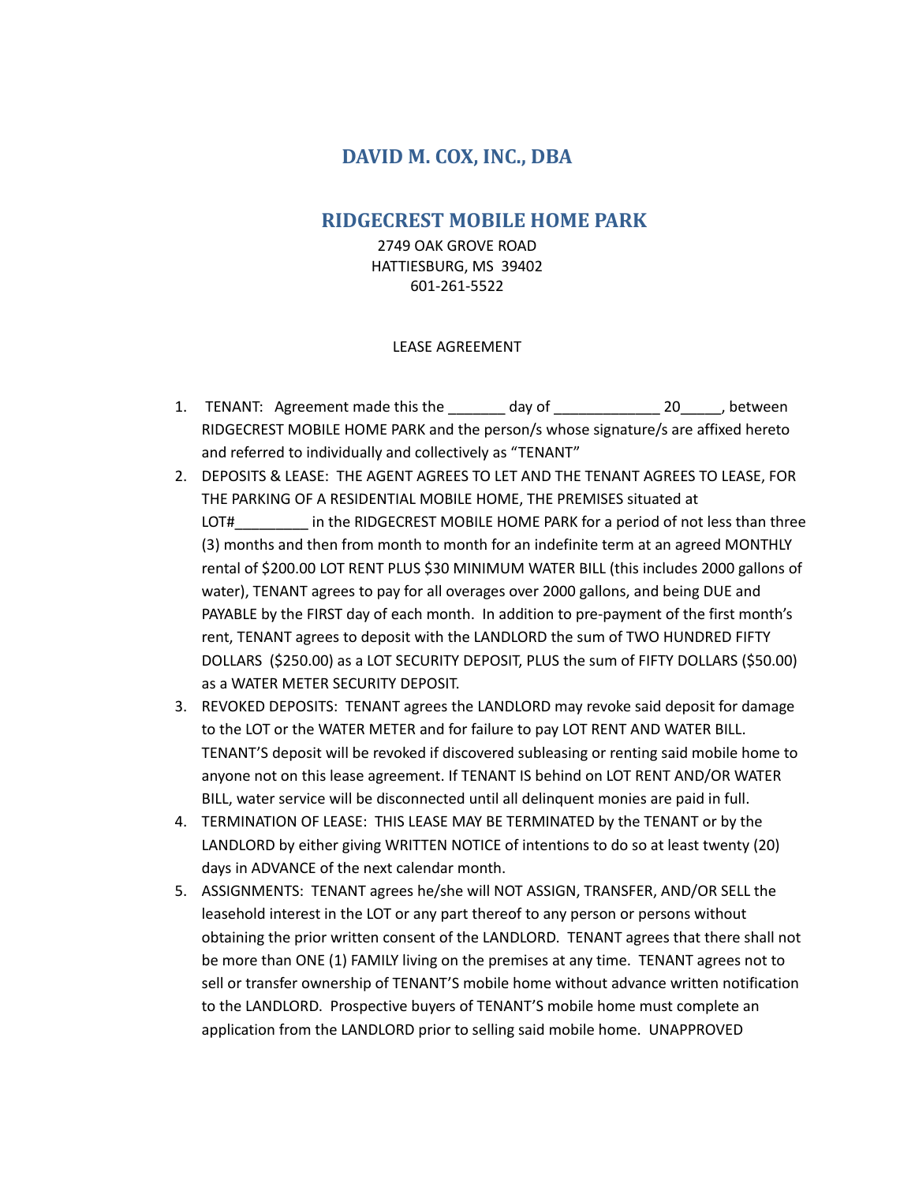# DAVID M. COX, INC., DBA

# RIDGECREST MOBILE HOME PARK

2749 OAK GROVE ROAD
HATTIESBURG, MS 39402
601-261-5522

LEASE AGREEMENT

1. TENANT: Agreement made this the _______ day of _____________ 20_____, between RIDGECREST MOBILE HOME PARK and the person/s whose signature/s are affixed hereto and referred to individually and collectively as "TENANT"
2. DEPOSITS & LEASE: THE AGENT AGREES TO LET AND THE TENANT AGREES TO LEASE, FOR THE PARKING OF A RESIDENTIAL MOBILE HOME, THE PREMISES situated at LOT#_________ in the RIDGECREST MOBILE HOME PARK for a period of not less than three (3) months and then from month to month for an indefinite term at an agreed MONTHLY rental of $200.00 LOT RENT PLUS $30 MINIMUM WATER BILL (this includes 2000 gallons of water), TENANT agrees to pay for all overages over 2000 gallons, and being DUE and PAYABLE by the FIRST day of each month. In addition to pre-payment of the first month's rent, TENANT agrees to deposit with the LANDLORD the sum of TWO HUNDRED FIFTY DOLLARS ($250.00) as a LOT SECURITY DEPOSIT, PLUS the sum of FIFTY DOLLARS ($50.00) as a WATER METER SECURITY DEPOSIT.
3. REVOKED DEPOSITS: TENANT agrees the LANDLORD may revoke said deposit for damage to the LOT or the WATER METER and for failure to pay LOT RENT AND WATER BILL. TENANT'S deposit will be revoked if discovered subleasing or renting said mobile home to anyone not on this lease agreement. If TENANT IS behind on LOT RENT AND/OR WATER BILL, water service will be disconnected until all delinquent monies are paid in full.
4. TERMINATION OF LEASE: THIS LEASE MAY BE TERMINATED by the TENANT or by the LANDLORD by either giving WRITTEN NOTICE of intentions to do so at least twenty (20) days in ADVANCE of the next calendar month.
5. ASSIGNMENTS: TENANT agrees he/she will NOT ASSIGN, TRANSFER, AND/OR SELL the leasehold interest in the LOT or any part thereof to any person or persons without obtaining the prior written consent of the LANDLORD. TENANT agrees that there shall not be more than ONE (1) FAMILY living on the premises at any time. TENANT agrees not to sell or transfer ownership of TENANT'S mobile home without advance written notification to the LANDLORD. Prospective buyers of TENANT'S mobile home must complete an application from the LANDLORD prior to selling said mobile home. UNAPPROVED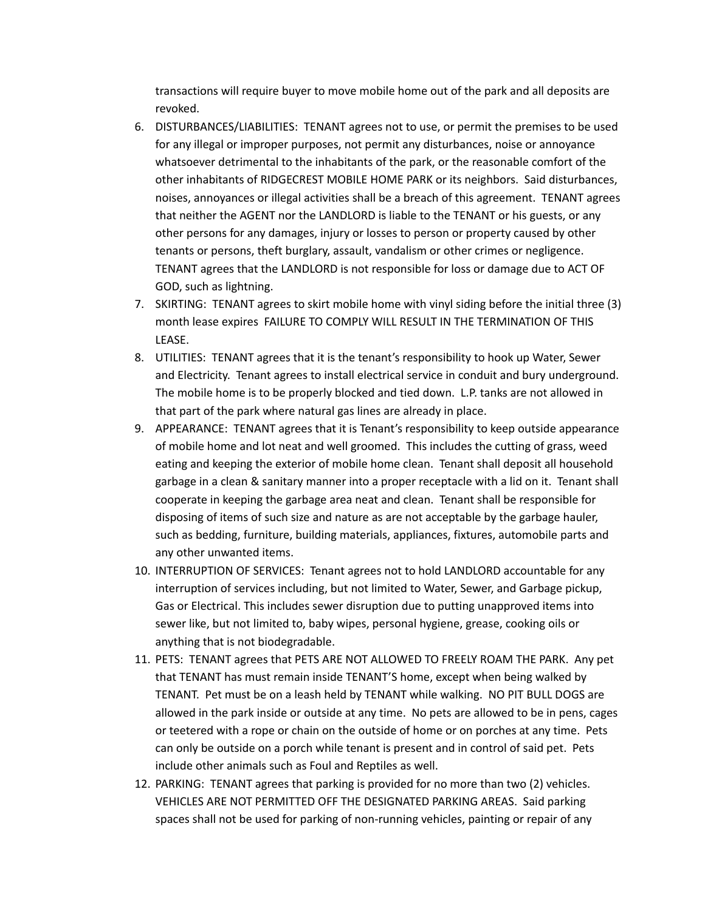transactions will require buyer to move mobile home out of the park and all deposits are revoked.

6. DISTURBANCES/LIABILITIES: TENANT agrees not to use, or permit the premises to be used for any illegal or improper purposes, not permit any disturbances, noise or annoyance whatsoever detrimental to the inhabitants of the park, or the reasonable comfort of the other inhabitants of RIDGECREST MOBILE HOME PARK or its neighbors. Said disturbances, noises, annoyances or illegal activities shall be a breach of this agreement. TENANT agrees that neither the AGENT nor the LANDLORD is liable to the TENANT or his guests, or any other persons for any damages, injury or losses to person or property caused by other tenants or persons, theft burglary, assault, vandalism or other crimes or negligence. TENANT agrees that the LANDLORD is not responsible for loss or damage due to ACT OF GOD, such as lightning.
7. SKIRTING: TENANT agrees to skirt mobile home with vinyl siding before the initial three (3) month lease expires FAILURE TO COMPLY WILL RESULT IN THE TERMINATION OF THIS LEASE.
8. UTILITIES: TENANT agrees that it is the tenant's responsibility to hook up Water, Sewer and Electricity. Tenant agrees to install electrical service in conduit and bury underground. The mobile home is to be properly blocked and tied down. L.P. tanks are not allowed in that part of the park where natural gas lines are already in place.
9. APPEARANCE: TENANT agrees that it is Tenant's responsibility to keep outside appearance of mobile home and lot neat and well groomed. This includes the cutting of grass, weed eating and keeping the exterior of mobile home clean. Tenant shall deposit all household garbage in a clean & sanitary manner into a proper receptacle with a lid on it. Tenant shall cooperate in keeping the garbage area neat and clean. Tenant shall be responsible for disposing of items of such size and nature as are not acceptable by the garbage hauler, such as bedding, furniture, building materials, appliances, fixtures, automobile parts and any other unwanted items.
10. INTERRUPTION OF SERVICES: Tenant agrees not to hold LANDLORD accountable for any interruption of services including, but not limited to Water, Sewer, and Garbage pickup, Gas or Electrical. This includes sewer disruption due to putting unapproved items into sewer like, but not limited to, baby wipes, personal hygiene, grease, cooking oils or anything that is not biodegradable.
11. PETS: TENANT agrees that PETS ARE NOT ALLOWED TO FREELY ROAM THE PARK. Any pet that TENANT has must remain inside TENANT'S home, except when being walked by TENANT. Pet must be on a leash held by TENANT while walking. NO PIT BULL DOGS are allowed in the park inside or outside at any time. No pets are allowed to be in pens, cages or teetered with a rope or chain on the outside of home or on porches at any time. Pets can only be outside on a porch while tenant is present and in control of said pet. Pets include other animals such as Foul and Reptiles as well.
12. PARKING: TENANT agrees that parking is provided for no more than two (2) vehicles. VEHICLES ARE NOT PERMITTED OFF THE DESIGNATED PARKING AREAS. Said parking spaces shall not be used for parking of non-running vehicles, painting or repair of any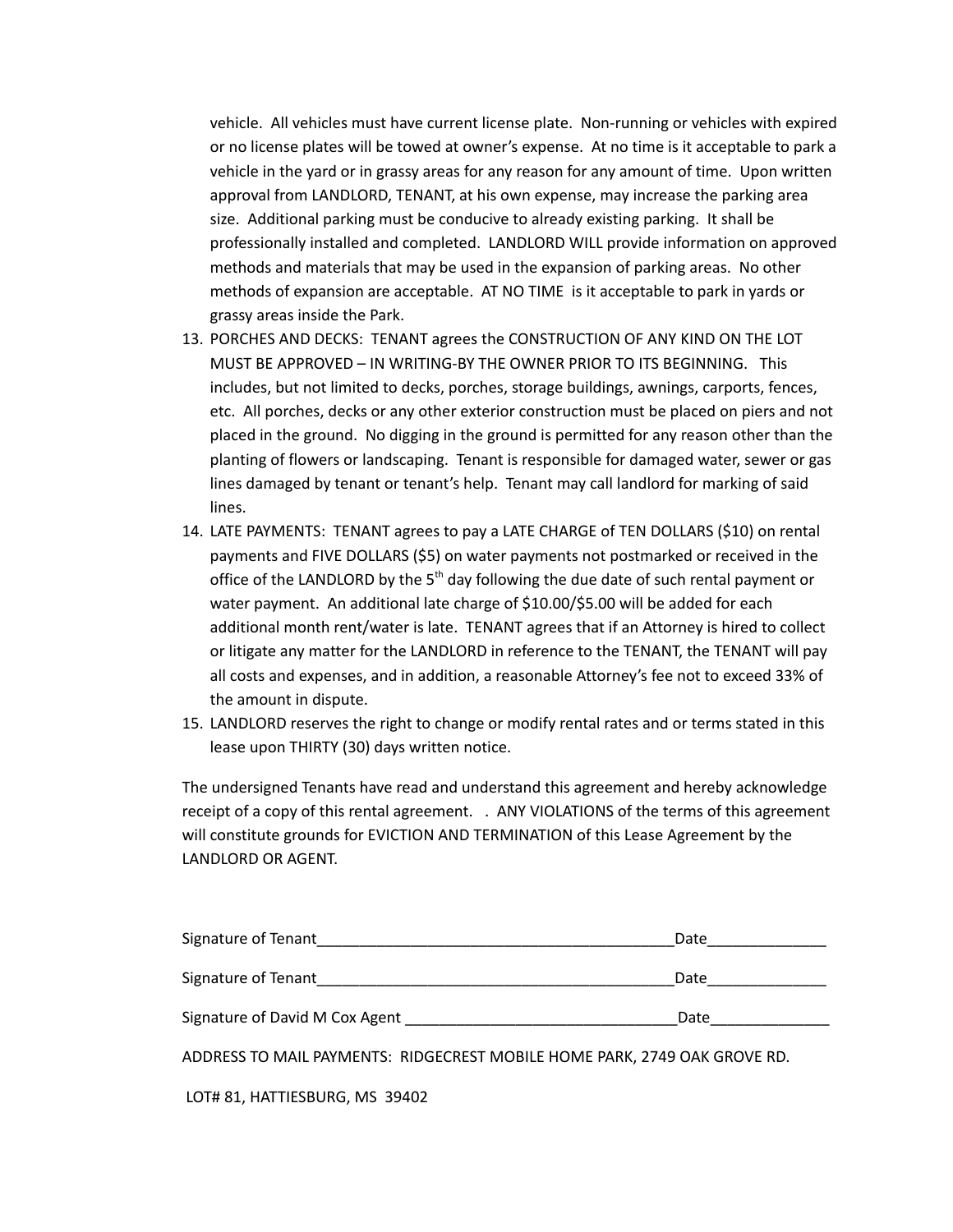vehicle. All vehicles must have current license plate. Non-running or vehicles with expired or no license plates will be towed at owner's expense. At no time is it acceptable to park a vehicle in the yard or in grassy areas for any reason for any amount of time. Upon written approval from LANDLORD, TENANT, at his own expense, may increase the parking area size. Additional parking must be conducive to already existing parking. It shall be professionally installed and completed. LANDLORD WILL provide information on approved methods and materials that may be used in the expansion of parking areas. No other methods of expansion are acceptable. AT NO TIME is it acceptable to park in yards or grassy areas inside the Park.

13. PORCHES AND DECKS: TENANT agrees the CONSTRUCTION OF ANY KIND ON THE LOT MUST BE APPROVED – IN WRITING-BY THE OWNER PRIOR TO ITS BEGINNING. This includes, but not limited to decks, porches, storage buildings, awnings, carports, fences, etc. All porches, decks or any other exterior construction must be placed on piers and not placed in the ground. No digging in the ground is permitted for any reason other than the planting of flowers or landscaping. Tenant is responsible for damaged water, sewer or gas lines damaged by tenant or tenant's help. Tenant may call landlord for marking of said lines.
14. LATE PAYMENTS: TENANT agrees to pay a LATE CHARGE of TEN DOLLARS ($10) on rental payments and FIVE DOLLARS ($5) on water payments not postmarked or received in the office of the LANDLORD by the 5th day following the due date of such rental payment or water payment. An additional late charge of $10.00/$5.00 will be added for each additional month rent/water is late. TENANT agrees that if an Attorney is hired to collect or litigate any matter for the LANDLORD in reference to the TENANT, the TENANT will pay all costs and expenses, and in addition, a reasonable Attorney's fee not to exceed 33% of the amount in dispute.
15. LANDLORD reserves the right to change or modify rental rates and or terms stated in this lease upon THIRTY (30) days written notice.

The undersigned Tenants have read and understand this agreement and hereby acknowledge receipt of a copy of this rental agreement. . ANY VIOLATIONS of the terms of this agreement will constitute grounds for EVICTION AND TERMINATION of this Lease Agreement by the LANDLORD OR AGENT.

Signature of Tenant___________________________________________Date______________

Signature of Tenant___________________________________________Date______________

Signature of David M Cox Agent ________________________________Date______________

ADDRESS TO MAIL PAYMENTS: RIDGECREST MOBILE HOME PARK, 2749 OAK GROVE RD.

LOT# 81, HATTIESBURG, MS 39402